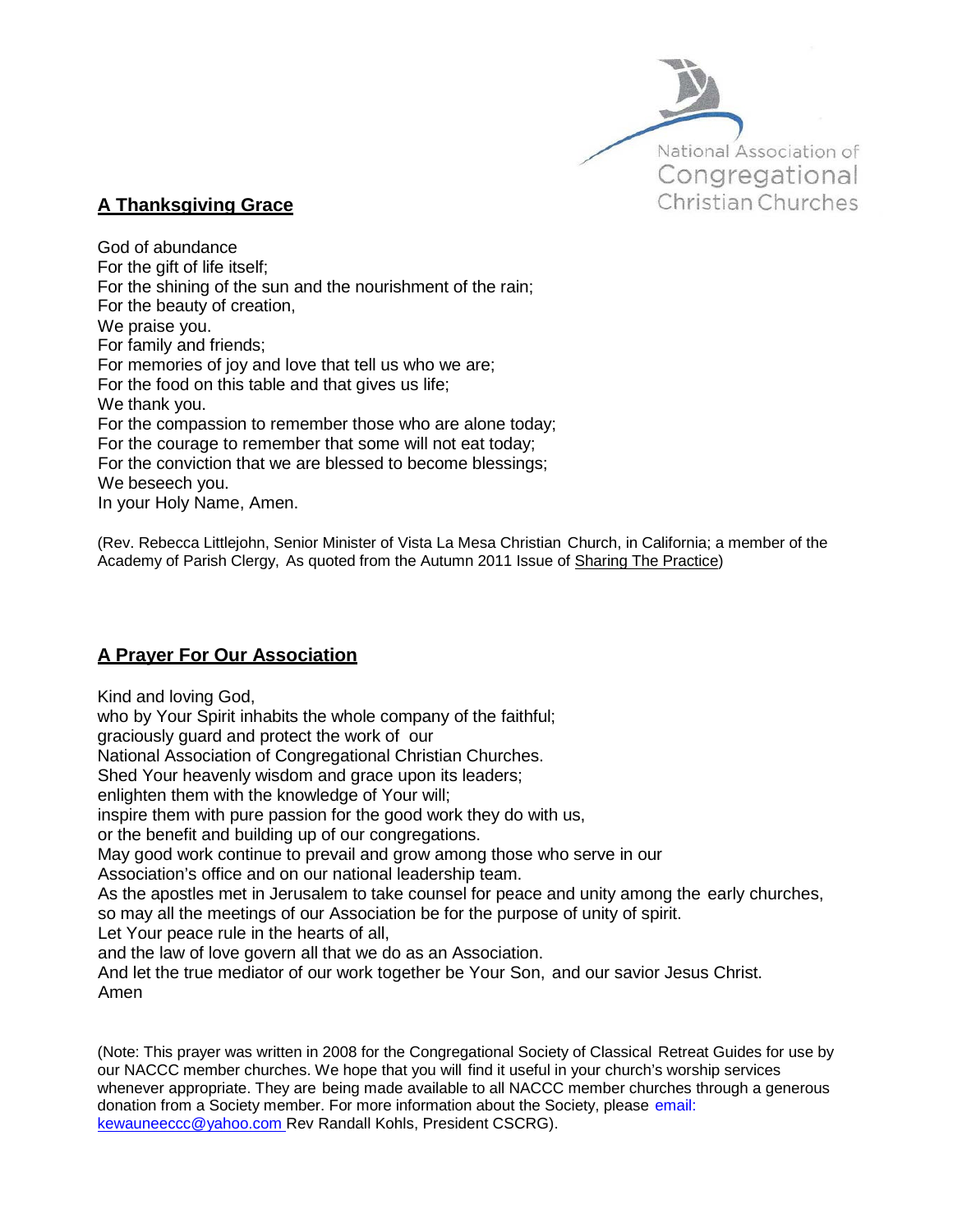National Association of Congregational Christian Churches

## A Thanksgiving Grace

God of abundance  
For the gift of life itself;  
For the shining of the sun and the nourishment of the rain;  
For the beauty of creation,  
We praise you.  
For family and friends;  
For memories of joy and love that tell us who we are;  
For the food on this table and that gives us life;  
We thank you.  
For the compassion to remember those who are alone today;  
For the courage to remember that some will not eat today;  
For the conviction that we are blessed to become blessings;  
We beseech you.  
In your Holy Name, Amen.

(Rev. Rebecca Littlejohn, Senior Minister of Vista La Mesa Christian Church, in California; a member of the Academy of Parish Clergy, As quoted from the Autumn 2011 Issue of Sharing The Practice)

## A Prayer For Our Association

Kind and loving God,  
who by Your Spirit inhabits the whole company of the faithful;  
graciously guard and protect the work of our  
National Association of Congregational Christian Churches.  
Shed Your heavenly wisdom and grace upon its leaders;  
enlighten them with the knowledge of Your will;  
inspire them with pure passion for the good work they do with us,  
or the benefit and building up of our congregations.  
May good work continue to prevail and grow among those who serve in our  
Association's office and on our national leadership team.  
As the apostles met in Jerusalem to take counsel for peace and unity among the early churches,  
so may all the meetings of our Association be for the purpose of unity of spirit.  
Let Your peace rule in the hearts of all,  
and the law of love govern all that we do as an Association.  
And let the true mediator of our work together be Your Son, and our savior Jesus Christ.  
Amen

(Note: This prayer was written in 2008 for the Congregational Society of Classical Retreat Guides for use by our NACCC member churches. We hope that you will find it useful in your church's worship services whenever appropriate. They are being made available to all NACCC member churches through a generous donation from a Society member. For more information about the Society, please email: kewauneeccc@yahoo.com Rev Randall Kohls, President CSCRG).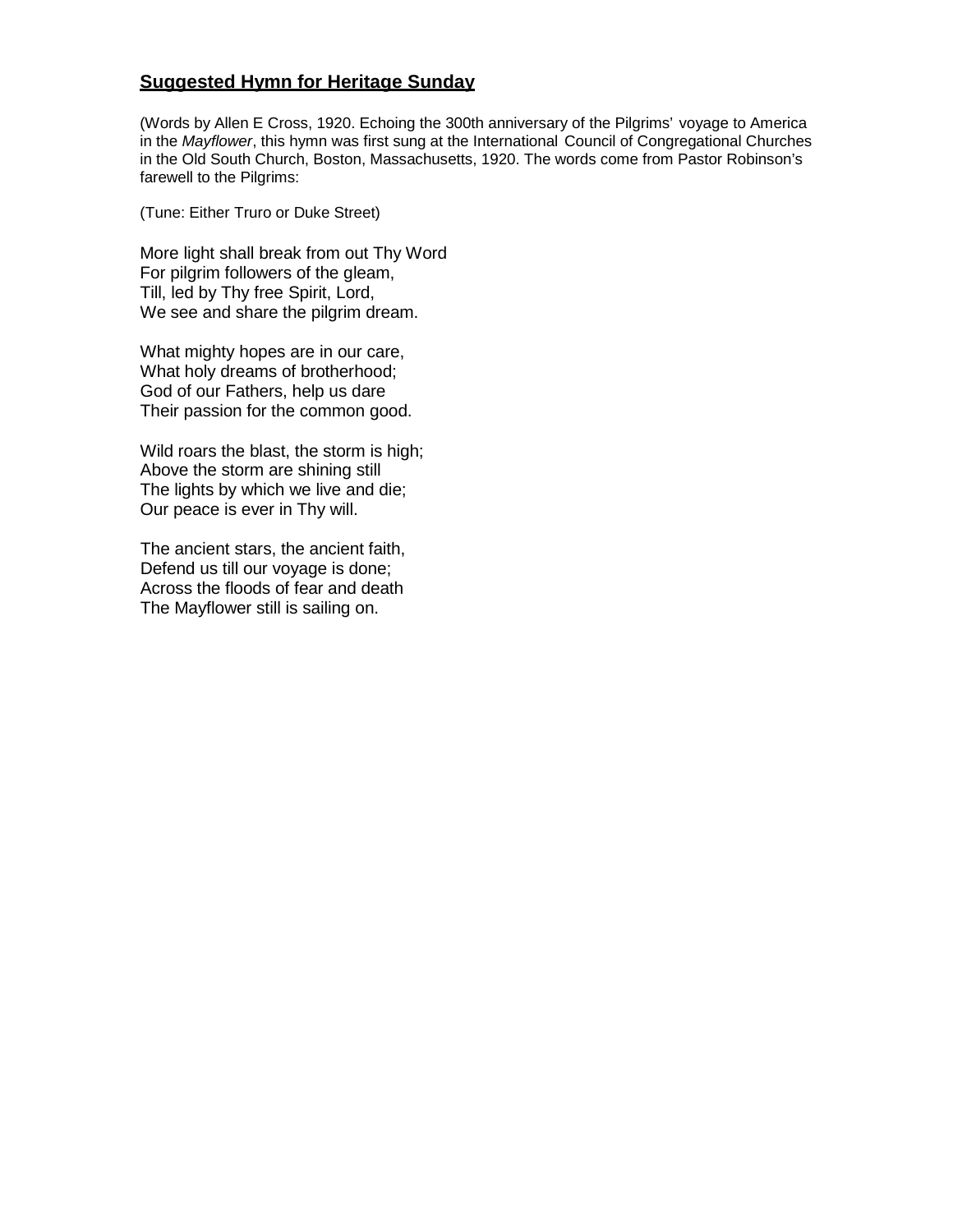## **Suggested Hymn for Heritage Sunday**

(Words by Allen E Cross, 1920. Echoing the 300th anniversary of the Pilgrims' voyage to America in the *Mayflower*, this hymn was first sung at the International Council of Congregational Churches in the Old South Church, Boston, Massachusetts, 1920. The words come from Pastor Robinson's farewell to the Pilgrims:

(Tune: Either Truro or Duke Street)

More light shall break from out Thy Word
For pilgrim followers of the gleam,
Till, led by Thy free Spirit, Lord,
We see and share the pilgrim dream.

What mighty hopes are in our care,
What holy dreams of brotherhood;
God of our Fathers, help us dare
Their passion for the common good.

Wild roars the blast, the storm is high;
Above the storm are shining still
The lights by which we live and die;
Our peace is ever in Thy will.

The ancient stars, the ancient faith,
Defend us till our voyage is done;
Across the floods of fear and death
The Mayflower still is sailing on.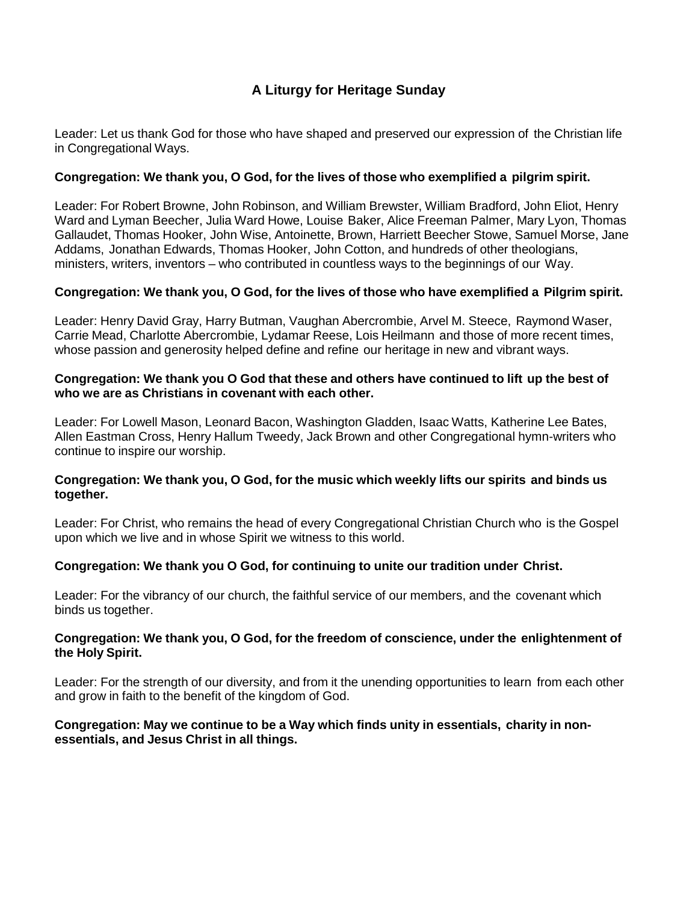## A Liturgy for Heritage Sunday

Leader: Let us thank God for those who have shaped and preserved our expression of the Christian life in Congregational Ways.

**Congregation: We thank you, O God, for the lives of those who exemplified a pilgrim spirit.**

Leader: For Robert Browne, John Robinson, and William Brewster, William Bradford, John Eliot, Henry Ward and Lyman Beecher, Julia Ward Howe, Louise Baker, Alice Freeman Palmer, Mary Lyon, Thomas Gallaudet, Thomas Hooker, John Wise, Antoinette, Brown, Harriett Beecher Stowe, Samuel Morse, Jane Addams, Jonathan Edwards, Thomas Hooker, John Cotton, and hundreds of other theologians, ministers, writers, inventors – who contributed in countless ways to the beginnings of our Way.

**Congregation: We thank you, O God, for the lives of those who have exemplified a Pilgrim spirit.**

Leader: Henry David Gray, Harry Butman, Vaughan Abercrombie, Arvel M. Steece, Raymond Waser, Carrie Mead, Charlotte Abercrombie, Lydamar Reese, Lois Heilmann and those of more recent times, whose passion and generosity helped define and refine our heritage in new and vibrant ways.

**Congregation: We thank you O God that these and others have continued to lift up the best of who we are as Christians in covenant with each other.**

Leader: For Lowell Mason, Leonard Bacon, Washington Gladden, Isaac Watts, Katherine Lee Bates, Allen Eastman Cross, Henry Hallum Tweedy, Jack Brown and other Congregational hymn-writers who continue to inspire our worship.

**Congregation: We thank you, O God, for the music which weekly lifts our spirits and binds us together.**

Leader: For Christ, who remains the head of every Congregational Christian Church who is the Gospel upon which we live and in whose Spirit we witness to this world.

**Congregation: We thank you O God, for continuing to unite our tradition under Christ.**

Leader: For the vibrancy of our church, the faithful service of our members, and the covenant which binds us together.

**Congregation: We thank you, O God, for the freedom of conscience, under the enlightenment of the Holy Spirit.**

Leader: For the strength of our diversity, and from it the unending opportunities to learn from each other and grow in faith to the benefit of the kingdom of God.

**Congregation: May we continue to be a Way which finds unity in essentials, charity in non-essentials, and Jesus Christ in all things.**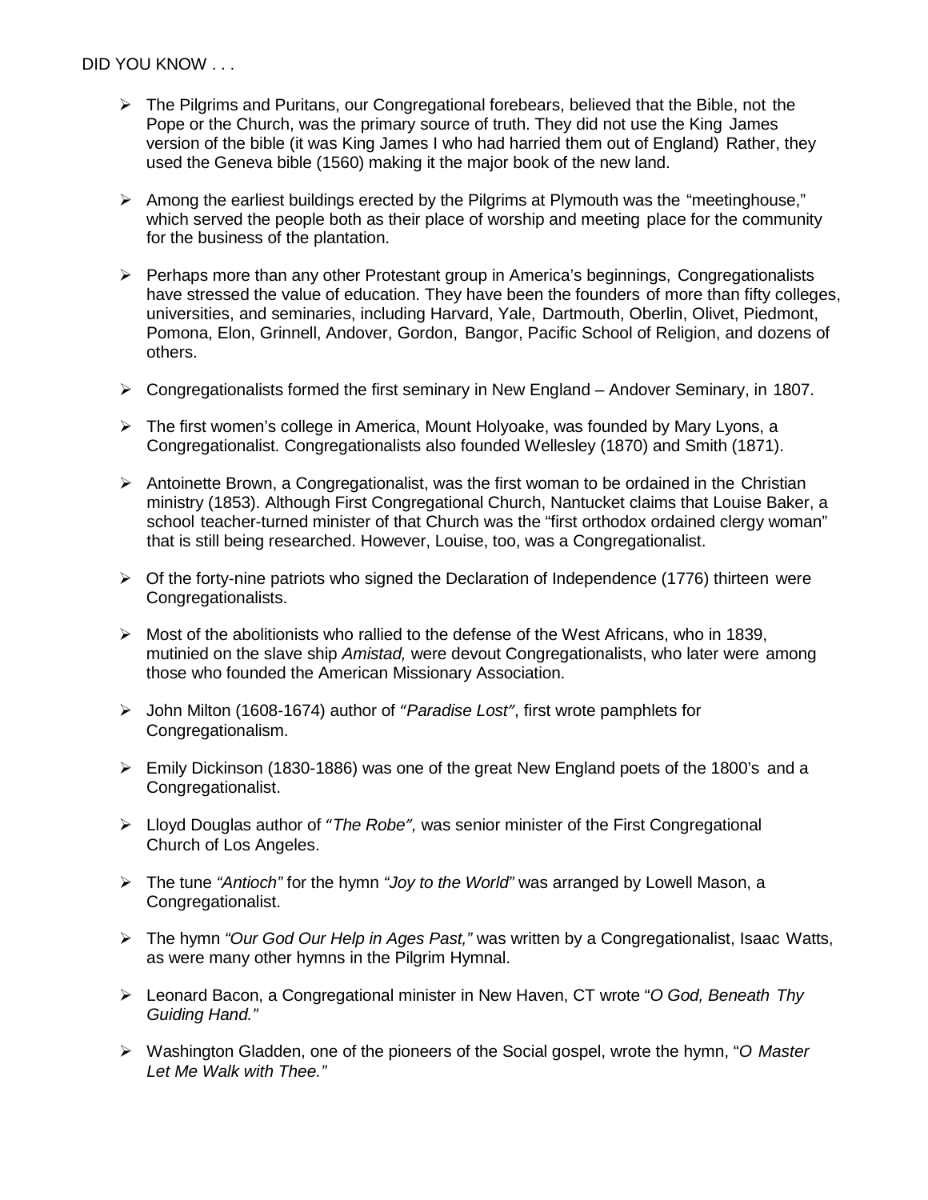DID YOU KNOW . . .

- The Pilgrims and Puritans, our Congregational forebears, believed that the Bible, not the Pope or the Church, was the primary source of truth. They did not use the King James version of the bible (it was King James I who had harried them out of England) Rather, they used the Geneva bible (1560) making it the major book of the new land.

- Among the earliest buildings erected by the Pilgrims at Plymouth was the "meetinghouse," which served the people both as their place of worship and meeting place for the community for the business of the plantation.

- Perhaps more than any other Protestant group in America's beginnings, Congregationalists have stressed the value of education. They have been the founders of more than fifty colleges, universities, and seminaries, including Harvard, Yale, Dartmouth, Oberlin, Olivet, Piedmont, Pomona, Elon, Grinnell, Andover, Gordon, Bangor, Pacific School of Religion, and dozens of others.

- Congregationalists formed the first seminary in New England – Andover Seminary, in 1807.

- The first women's college in America, Mount Holyoake, was founded by Mary Lyons, a Congregationalist. Congregationalists also founded Wellesley (1870) and Smith (1871).

- Antoinette Brown, a Congregationalist, was the first woman to be ordained in the Christian ministry (1853). Although First Congregational Church, Nantucket claims that Louise Baker, a school teacher-turned minister of that Church was the "first orthodox ordained clergy woman" that is still being researched. However, Louise, too, was a Congregationalist.

- Of the forty-nine patriots who signed the Declaration of Independence (1776) thirteen were Congregationalists.

- Most of the abolitionists who rallied to the defense of the West Africans, who in 1839, mutinied on the slave ship *Amistad,* were devout Congregationalists, who later were among those who founded the American Missionary Association.

- John Milton (1608-1674) author of *"Paradise Lost"*, first wrote pamphlets for Congregationalism.

- Emily Dickinson (1830-1886) was one of the great New England poets of the 1800's and a Congregationalist.

- Lloyd Douglas author of *"The Robe",* was senior minister of the First Congregational Church of Los Angeles.

- The tune *"Antioch"* for the hymn *"Joy to the World"* was arranged by Lowell Mason, a Congregationalist.

- The hymn *"Our God Our Help in Ages Past,"* was written by a Congregationalist, Isaac Watts, as were many other hymns in the Pilgrim Hymnal.

- Leonard Bacon, a Congregational minister in New Haven, CT wrote "*O God, Beneath Thy Guiding Hand."*

- Washington Gladden, one of the pioneers of the Social gospel, wrote the hymn, "*O Master Let Me Walk with Thee."*